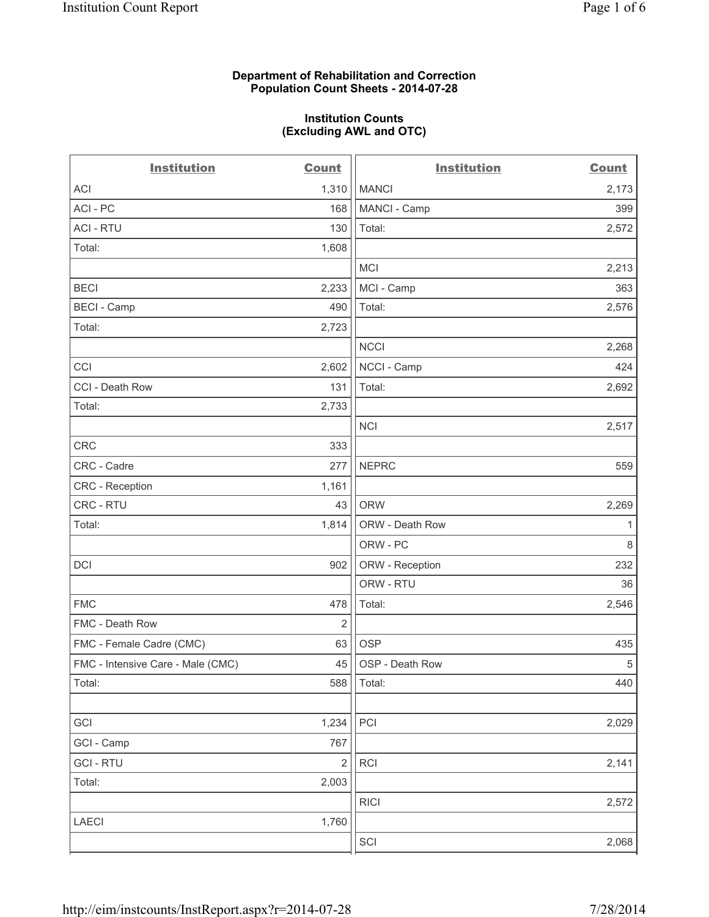**Department of Rehabilitation and Correction**
**Population Count Sheets - 2014-07-28**

**Institution Counts**
**(Excluding AWL and OTC)**

| Institution | Count | Institution | Count |
|---|---|---|---|
| ACI | 1,310 | MANCI | 2,173 |
| ACI - PC | 168 | MANCI - Camp | 399 |
| ACI - RTU | 130 | Total: | 2,572 |
| Total: | 1,608 | | |
| | | MCI | 2,213 |
| BECI | 2,233 | MCI - Camp | 363 |
| BECI - Camp | 490 | Total: | 2,576 |
| Total: | 2,723 | | |
| | | NCCI | 2,268 |
| CCI | 2,602 | NCCI - Camp | 424 |
| CCI - Death Row | 131 | Total: | 2,692 |
| Total: | 2,733 | | |
| | | NCI | 2,517 |
| CRC | 333 | | |
| CRC - Cadre | 277 | NEPRC | 559 |
| CRC - Reception | 1,161 | | |
| CRC - RTU | 43 | ORW | 2,269 |
| Total: | 1,814 | ORW - Death Row | 1 |
| | | ORW - PC | 8 |
| DCI | 902 | ORW - Reception | 232 |
| | | ORW - RTU | 36 |
| FMC | 478 | Total: | 2,546 |
| FMC - Death Row | 2 | | |
| FMC - Female Cadre (CMC) | 63 | OSP | 435 |
| FMC - Intensive Care - Male (CMC) | 45 | OSP - Death Row | 5 |
| Total: | 588 | Total: | 440 |
| | | | |
| GCI | 1,234 | PCI | 2,029 |
| GCI - Camp | 767 | | |
| GCI - RTU | 2 | RCI | 2,141 |
| Total: | 2,003 | | |
| | | RICI | 2,572 |
| LAECI | 1,760 | | |
| | | SCI | 2,068 |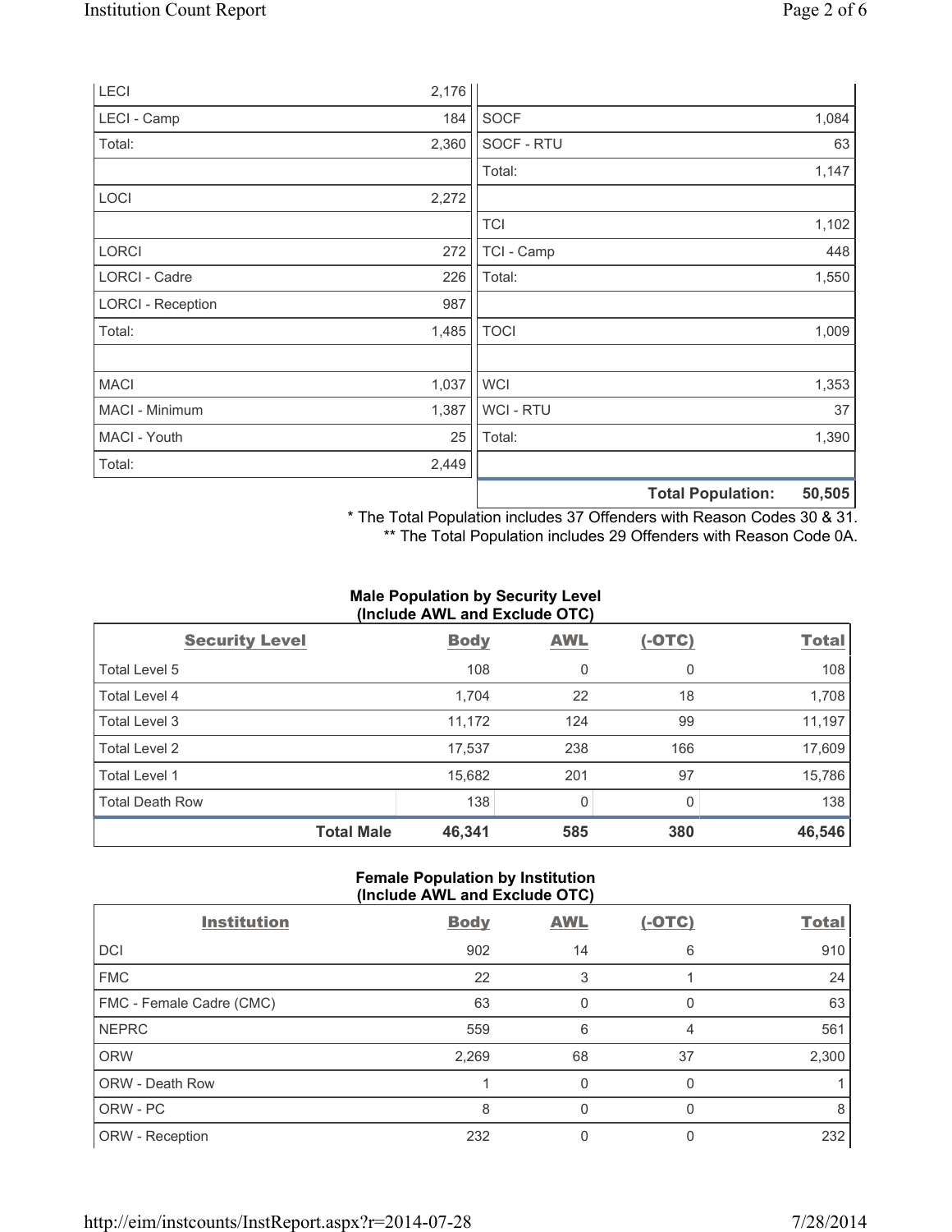| | |
|---|---|
| LECI | 2,176 |
| LECI - Camp | 184 |
| Total: | 2,360 |
| | |
| LOCI | 2,272 |
| | |
| LORCI | 272 |
| LORCI - Cadre | 226 |
| LORCI - Reception | 987 |
| Total: | 1,485 |
| | |
| MACI | 1,037 |
| MACI - Minimum | 1,387 |
| MACI - Youth | 25 |
| Total: | 2,449 |

| | |
|---|---|
| SOCF | 1,084 |
| SOCF - RTU | 63 |
| Total: | 1,147 |
| | |
| TCI | 1,102 |
| TCI - Camp | 448 |
| Total: | 1,550 |
| | |
| TOCI | 1,009 |
| | |
| WCI | 1,353 |
| WCI - RTU | 37 |
| Total: | 1,390 |
| | |
| **Total Population:** | **50,505** |

\* The Total Population includes 37 Offenders with Reason Codes 30 & 31.
\*\* The Total Population includes 29 Offenders with Reason Code 0A.

### Male Population by Security Level (Include AWL and Exclude OTC)

| Security Level | Body | AWL | (-OTC) | Total |
|---|---|---|---|---|
| Total Level 5 | 108 | 0 | 0 | 108 |
| Total Level 4 | 1,704 | 22 | 18 | 1,708 |
| Total Level 3 | 11,172 | 124 | 99 | 11,197 |
| Total Level 2 | 17,537 | 238 | 166 | 17,609 |
| Total Level 1 | 15,682 | 201 | 97 | 15,786 |
| Total Death Row | 138 | 0 | 0 | 138 |
| **Total Male** | **46,341** | **585** | **380** | **46,546** |

### Female Population by Institution (Include AWL and Exclude OTC)

| Institution | Body | AWL | (-OTC) | Total |
|---|---|---|---|---|
| DCI | 902 | 14 | 6 | 910 |
| FMC | 22 | 3 | 1 | 24 |
| FMC - Female Cadre (CMC) | 63 | 0 | 0 | 63 |
| NEPRC | 559 | 6 | 4 | 561 |
| ORW | 2,269 | 68 | 37 | 2,300 |
| ORW - Death Row | 1 | 0 | 0 | 1 |
| ORW - PC | 8 | 0 | 0 | 8 |
| ORW - Reception | 232 | 0 | 0 | 232 |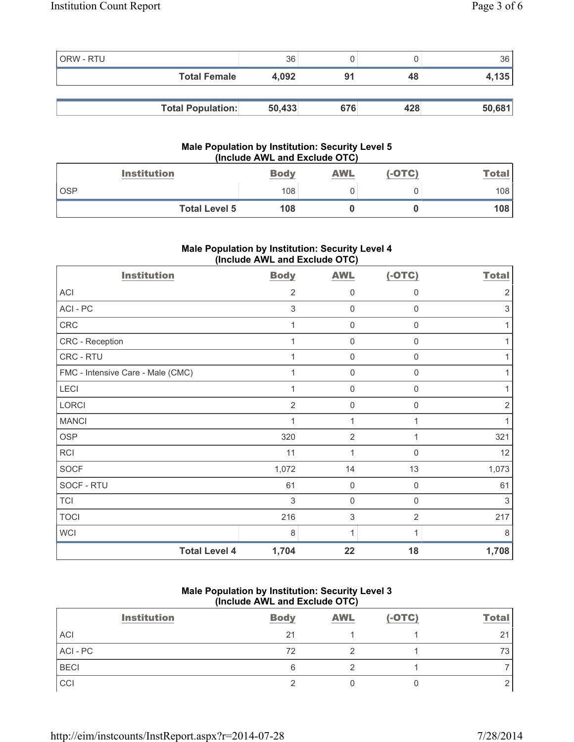| | | | | |
|---|---|---|---|---|
| ORW - RTU | 36 | 0 | 0 | 36 |
| **Total Female** | **4,092** | **91** | **48** | **4,135** |

| | | | | |
|---|---|---|---|---|
| **Total Population:** | **50,433** | **676** | **428** | **50,681** |

### Male Population by Institution: Security Level 5 (Include AWL and Exclude OTC)

| Institution | Body | AWL | (-OTC) | Total |
|---|---|---|---|---|
| OSP | 108 | 0 | 0 | 108 |
| **Total Level 5** | **108** | **0** | **0** | **108** |

### Male Population by Institution: Security Level 4 (Include AWL and Exclude OTC)

| Institution | Body | AWL | (-OTC) | Total |
|---|---|---|---|---|
| ACI | 2 | 0 | 0 | 2 |
| ACI - PC | 3 | 0 | 0 | 3 |
| CRC | 1 | 0 | 0 | 1 |
| CRC - Reception | 1 | 0 | 0 | 1 |
| CRC - RTU | 1 | 0 | 0 | 1 |
| FMC - Intensive Care - Male (CMC) | 1 | 0 | 0 | 1 |
| LECI | 1 | 0 | 0 | 1 |
| LORCI | 2 | 0 | 0 | 2 |
| MANCI | 1 | 1 | 1 | 1 |
| OSP | 320 | 2 | 1 | 321 |
| RCI | 11 | 1 | 0 | 12 |
| SOCF | 1,072 | 14 | 13 | 1,073 |
| SOCF - RTU | 61 | 0 | 0 | 61 |
| TCI | 3 | 0 | 0 | 3 |
| TOCI | 216 | 3 | 2 | 217 |
| WCI | 8 | 1 | 1 | 8 |
| **Total Level 4** | **1,704** | **22** | **18** | **1,708** |

### Male Population by Institution: Security Level 3 (Include AWL and Exclude OTC)

| Institution | Body | AWL | (-OTC) | Total |
|---|---|---|---|---|
| ACI | 21 | 1 | 1 | 21 |
| ACI - PC | 72 | 2 | 1 | 73 |
| BECI | 6 | 2 | 1 | 7 |
| CCI | 2 | 0 | 0 | 2 |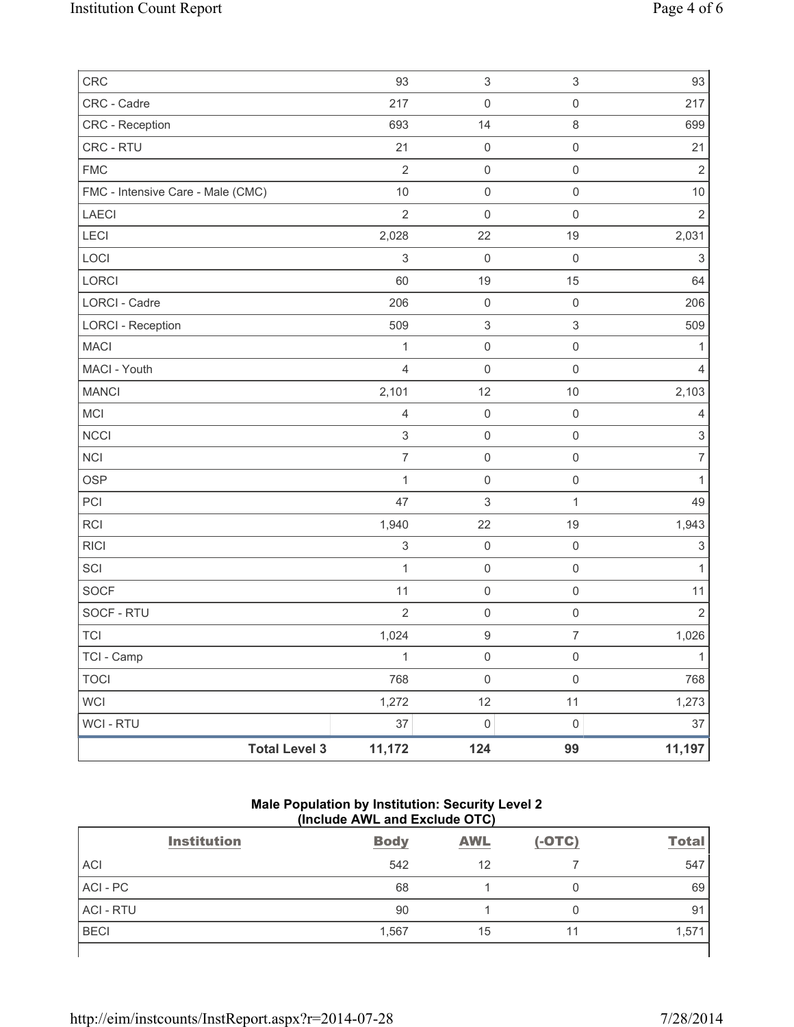| | | | | |
|---|---|---|---|---|
| CRC | 93 | 3 | 3 | 93 |
| CRC - Cadre | 217 | 0 | 0 | 217 |
| CRC - Reception | 693 | 14 | 8 | 699 |
| CRC - RTU | 21 | 0 | 0 | 21 |
| FMC | 2 | 0 | 0 | 2 |
| FMC - Intensive Care - Male (CMC) | 10 | 0 | 0 | 10 |
| LAECI | 2 | 0 | 0 | 2 |
| LECI | 2,028 | 22 | 19 | 2,031 |
| LOCI | 3 | 0 | 0 | 3 |
| LORCI | 60 | 19 | 15 | 64 |
| LORCI - Cadre | 206 | 0 | 0 | 206 |
| LORCI - Reception | 509 | 3 | 3 | 509 |
| MACI | 1 | 0 | 0 | 1 |
| MACI - Youth | 4 | 0 | 0 | 4 |
| MANCI | 2,101 | 12 | 10 | 2,103 |
| MCI | 4 | 0 | 0 | 4 |
| NCCI | 3 | 0 | 0 | 3 |
| NCI | 7 | 0 | 0 | 7 |
| OSP | 1 | 0 | 0 | 1 |
| PCI | 47 | 3 | 1 | 49 |
| RCI | 1,940 | 22 | 19 | 1,943 |
| RICI | 3 | 0 | 0 | 3 |
| SCI | 1 | 0 | 0 | 1 |
| SOCF | 11 | 0 | 0 | 11 |
| SOCF - RTU | 2 | 0 | 0 | 2 |
| TCI | 1,024 | 9 | 7 | 1,026 |
| TCI - Camp | 1 | 0 | 0 | 1 |
| TOCI | 768 | 0 | 0 | 768 |
| WCI | 1,272 | 12 | 11 | 1,273 |
| WCI - RTU | 37 | 0 | 0 | 37 |
| **Total Level 3** | **11,172** | **124** | **99** | **11,197** |

**Male Population by Institution: Security Level 2 (Include AWL and Exclude OTC)**

| Institution | Body | AWL | (-OTC) | Total |
|---|---|---|---|---|
| ACI | 542 | 12 | 7 | 547 |
| ACI - PC | 68 | 1 | 0 | 69 |
| ACI - RTU | 90 | 1 | 0 | 91 |
| BECI | 1,567 | 15 | 11 | 1,571 |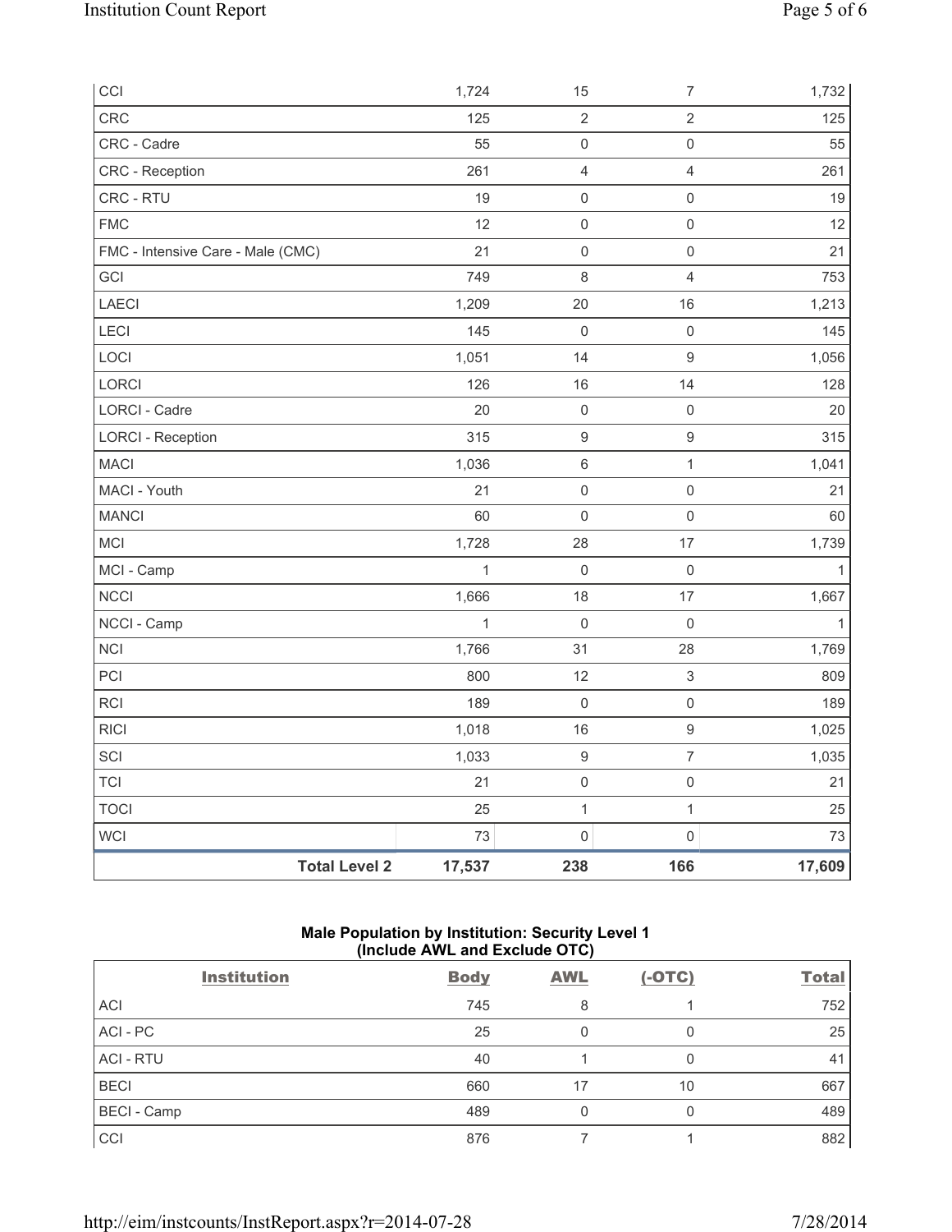| | | | | |
|---|---|---|---|---|
| CCI | 1,724 | 15 | 7 | 1,732 |
| CRC | 125 | 2 | 2 | 125 |
| CRC - Cadre | 55 | 0 | 0 | 55 |
| CRC - Reception | 261 | 4 | 4 | 261 |
| CRC - RTU | 19 | 0 | 0 | 19 |
| FMC | 12 | 0 | 0 | 12 |
| FMC - Intensive Care - Male (CMC) | 21 | 0 | 0 | 21 |
| GCI | 749 | 8 | 4 | 753 |
| LAECI | 1,209 | 20 | 16 | 1,213 |
| LECI | 145 | 0 | 0 | 145 |
| LOCI | 1,051 | 14 | 9 | 1,056 |
| LORCI | 126 | 16 | 14 | 128 |
| LORCI - Cadre | 20 | 0 | 0 | 20 |
| LORCI - Reception | 315 | 9 | 9 | 315 |
| MACI | 1,036 | 6 | 1 | 1,041 |
| MACI - Youth | 21 | 0 | 0 | 21 |
| MANCI | 60 | 0 | 0 | 60 |
| MCI | 1,728 | 28 | 17 | 1,739 |
| MCI - Camp | 1 | 0 | 0 | 1 |
| NCCI | 1,666 | 18 | 17 | 1,667 |
| NCCI - Camp | 1 | 0 | 0 | 1 |
| NCI | 1,766 | 31 | 28 | 1,769 |
| PCI | 800 | 12 | 3 | 809 |
| RCI | 189 | 0 | 0 | 189 |
| RICI | 1,018 | 16 | 9 | 1,025 |
| SCI | 1,033 | 9 | 7 | 1,035 |
| TCI | 21 | 0 | 0 | 21 |
| TOCI | 25 | 1 | 1 | 25 |
| WCI | 73 | 0 | 0 | 73 |
| **Total Level 2** | **17,537** | **238** | **166** | **17,609** |

**Male Population by Institution: Security Level 1**
**(Include AWL and Exclude OTC)**

| Institution | Body | AWL | (-OTC) | Total |
|---|---|---|---|---|
| ACI | 745 | 8 | 1 | 752 |
| ACI - PC | 25 | 0 | 0 | 25 |
| ACI - RTU | 40 | 1 | 0 | 41 |
| BECI | 660 | 17 | 10 | 667 |
| BECI - Camp | 489 | 0 | 0 | 489 |
| CCI | 876 | 7 | 1 | 882 |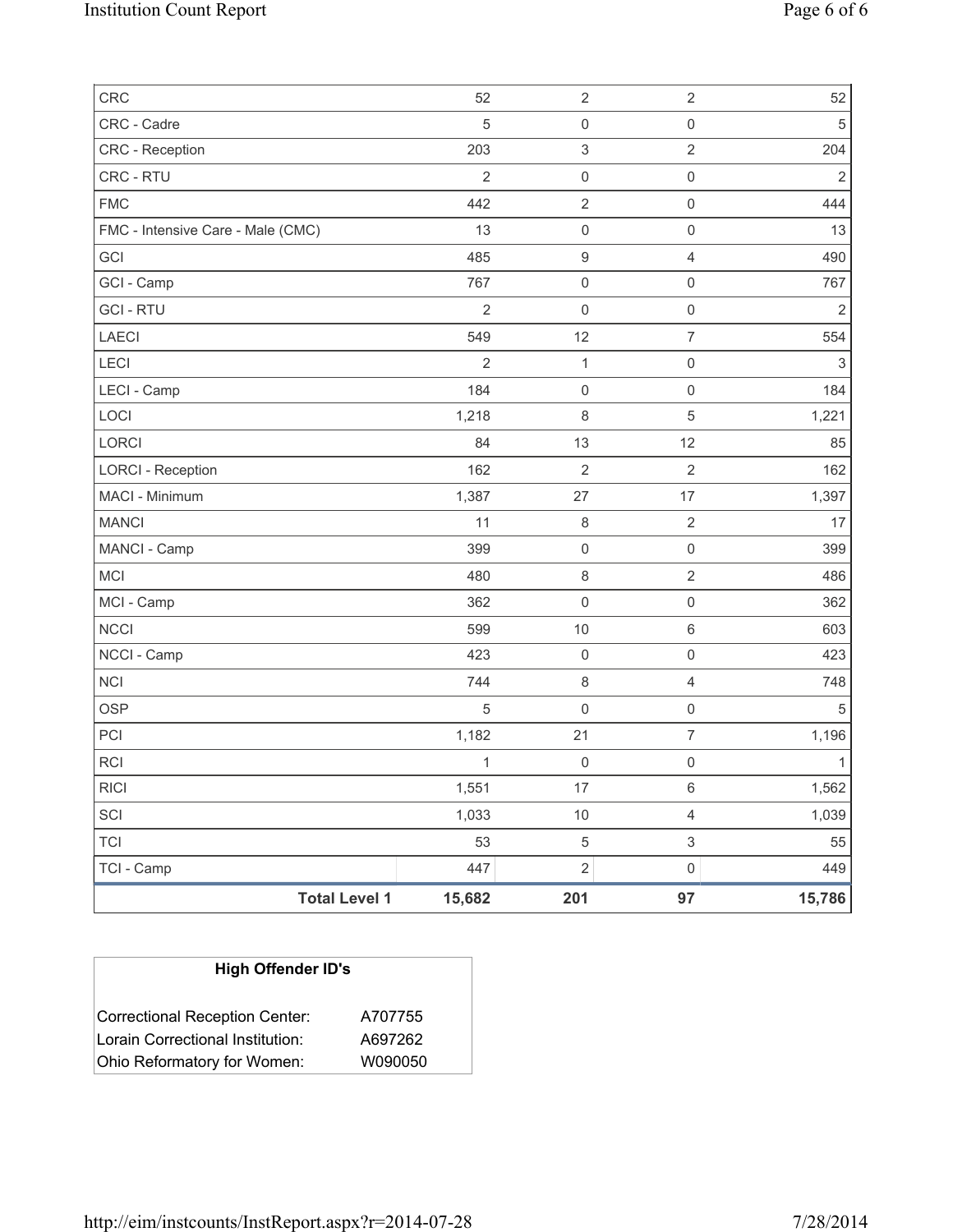| | | | | |
|---|---|---|---|---|
| CRC | 52 | 2 | 2 | 52 |
| CRC - Cadre | 5 | 0 | 0 | 5 |
| CRC - Reception | 203 | 3 | 2 | 204 |
| CRC - RTU | 2 | 0 | 0 | 2 |
| FMC | 442 | 2 | 0 | 444 |
| FMC - Intensive Care - Male (CMC) | 13 | 0 | 0 | 13 |
| GCI | 485 | 9 | 4 | 490 |
| GCI - Camp | 767 | 0 | 0 | 767 |
| GCI - RTU | 2 | 0 | 0 | 2 |
| LAECI | 549 | 12 | 7 | 554 |
| LECI | 2 | 1 | 0 | 3 |
| LECI - Camp | 184 | 0 | 0 | 184 |
| LOCI | 1,218 | 8 | 5 | 1,221 |
| LORCI | 84 | 13 | 12 | 85 |
| LORCI - Reception | 162 | 2 | 2 | 162 |
| MACI - Minimum | 1,387 | 27 | 17 | 1,397 |
| MANCI | 11 | 8 | 2 | 17 |
| MANCI - Camp | 399 | 0 | 0 | 399 |
| MCI | 480 | 8 | 2 | 486 |
| MCI - Camp | 362 | 0 | 0 | 362 |
| NCCI | 599 | 10 | 6 | 603 |
| NCCI - Camp | 423 | 0 | 0 | 423 |
| NCI | 744 | 8 | 4 | 748 |
| OSP | 5 | 0 | 0 | 5 |
| PCI | 1,182 | 21 | 7 | 1,196 |
| RCI | 1 | 0 | 0 | 1 |
| RICI | 1,551 | 17 | 6 | 1,562 |
| SCI | 1,033 | 10 | 4 | 1,039 |
| TCI | 53 | 5 | 3 | 55 |
| TCI - Camp | 447 | 2 | 0 | 449 |
| **Total Level 1** | **15,682** | **201** | **97** | **15,786** |

| **High Offender ID's** | |
|---|---|
| Correctional Reception Center: | A707755 |
| Lorain Correctional Institution: | A697262 |
| Ohio Reformatory for Women: | W090050 |